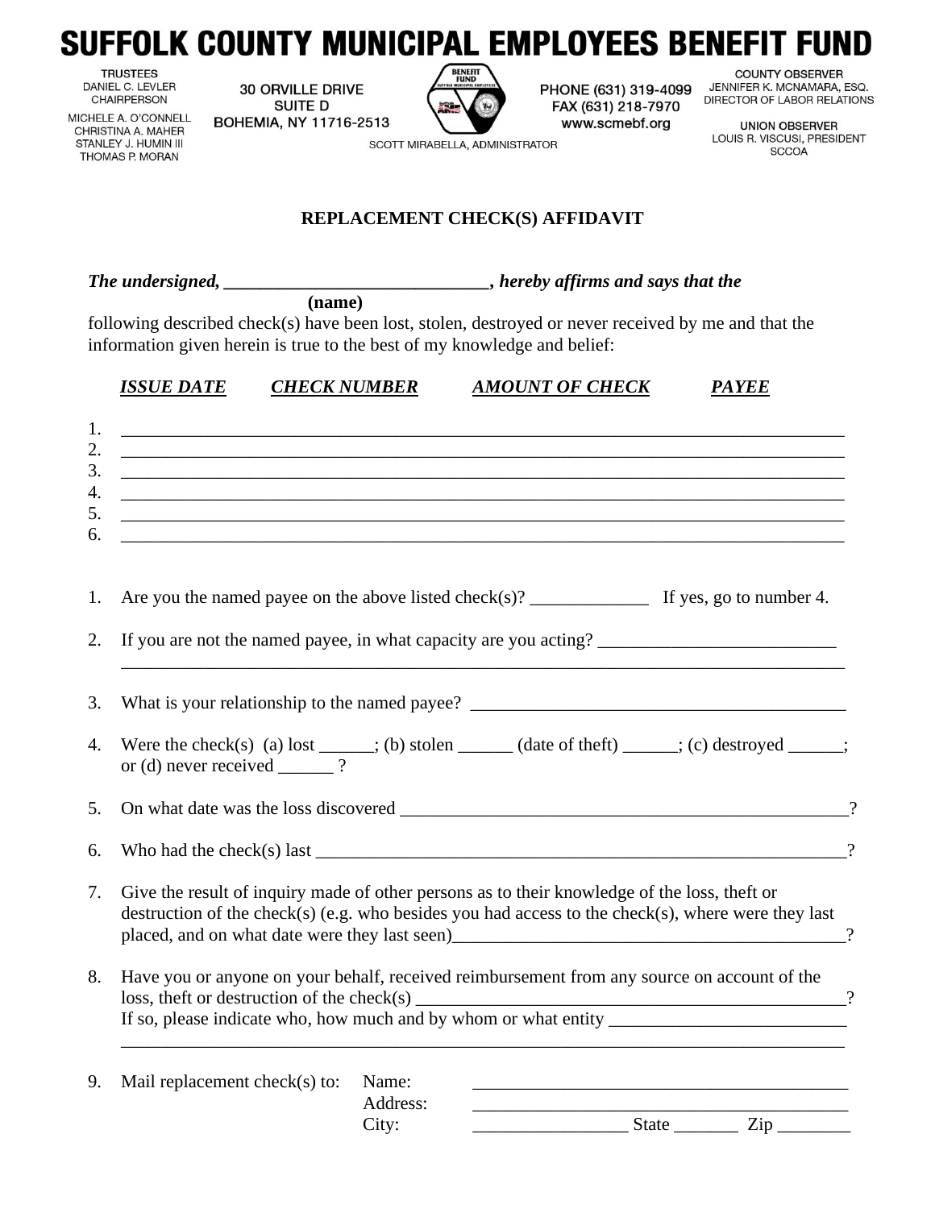# SUFFOLK COUNTY MUNICIPAL EMPLOYEES BENEFIT FUND

TRUSTEES
DANIEL C. LEVLER
CHAIRPERSON
MICHELE A. O'CONNELL
CHRISTINA A. MAHER
STANLEY J. HUMIN III
THOMAS P. MORAN

30 ORVILLE DRIVE
SUITE D
BOHEMIA, NY 11716-2513

PHONE (631) 319-4099
FAX (631) 218-7970
www.scmebf.org

SCOTT MIRABELLA, ADMINISTRATOR

COUNTY OBSERVER
JENNIFER K. MCNAMARA, ESQ.
DIRECTOR OF LABOR RELATIONS

UNION OBSERVER
LOUIS R. VISCUSI, PRESIDENT
SCCOA

## REPLACEMENT CHECK(S) AFFIDAVIT

***The undersigned, ____________________________, hereby affirms and says that the***
**(name)**
following described check(s) have been lost, stolen, destroyed or never received by me and that the information given herein is true to the best of my knowledge and belief:

| | ***ISSUE DATE*** | ***CHECK NUMBER*** | ***AMOUNT OF CHECK*** | ***PAYEE*** |
|---|---|---|---|---|
| 1. | | | | |
| 2. | | | | |
| 3. | | | | |
| 4. | | | | |
| 5. | | | | |
| 6. | | | | |

1. Are you the named payee on the above listed check(s)? _____________ If yes, go to number 4.

2. If you are not the named payee, in what capacity are you acting? __________________________
   ______________________________________________________________________________

3. What is your relationship to the named payee? _________________________________________

4. Were the check(s) (a) lost ______; (b) stolen ______ (date of theft) ______; (c) destroyed ______; or (d) never received ______ ?

5. On what date was the loss discovered __________________________________________________?

6. Who had the check(s) last ____________________________________________________________?

7. Give the result of inquiry made of other persons as to their knowledge of the loss, theft or destruction of the check(s) (e.g. who besides you had access to the check(s), where were they last placed, and on what date were they last seen)_____________________________________________?

8. Have you or anyone on your behalf, received reimbursement from any source on account of the loss, theft or destruction of the check(s) _______________________________________________?
   If so, please indicate who, how much and by whom or what entity __________________________
   ______________________________________________________________________________

9. Mail replacement check(s) to:
   Name: ________________________________________
   Address: ________________________________________
   City: _________________ State _______ Zip ________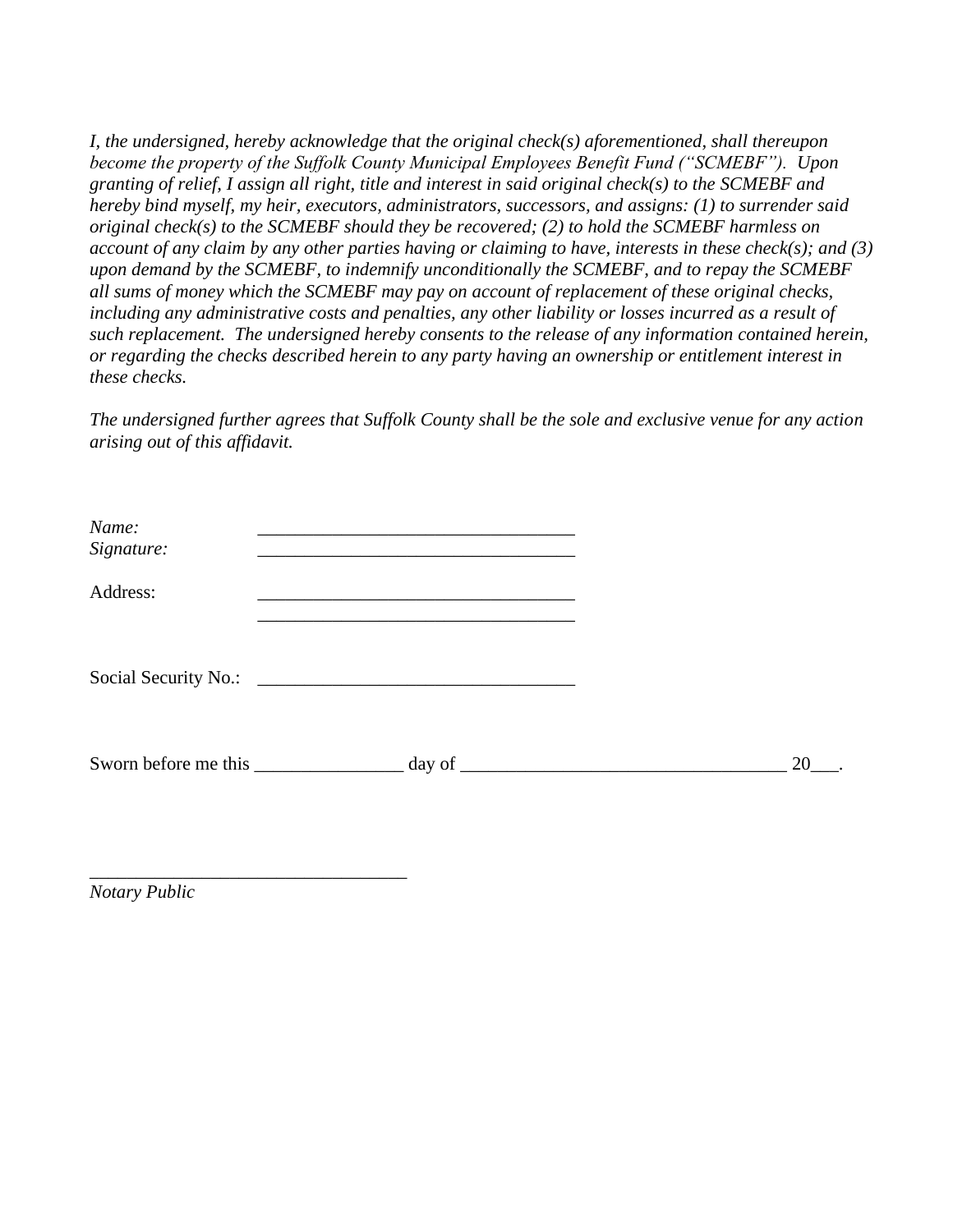*I, the undersigned, hereby acknowledge that the original check(s) aforementioned, shall thereupon become the property of the Suffolk County Municipal Employees Benefit Fund ("SCMEBF"). Upon granting of relief, I assign all right, title and interest in said original check(s) to the SCMEBF and hereby bind myself, my heir, executors, administrators, successors, and assigns: (1) to surrender said original check(s) to the SCMEBF should they be recovered; (2) to hold the SCMEBF harmless on account of any claim by any other parties having or claiming to have, interests in these check(s); and (3) upon demand by the SCMEBF, to indemnify unconditionally the SCMEBF, and to repay the SCMEBF all sums of money which the SCMEBF may pay on account of replacement of these original checks, including any administrative costs and penalties, any other liability or losses incurred as a result of such replacement. The undersigned hereby consents to the release of any information contained herein, or regarding the checks described herein to any party having an ownership or entitlement interest in these checks.*

*The undersigned further agrees that Suffolk County shall be the sole and exclusive venue for any action arising out of this affidavit.*

*Name:* ___________________________________

*Signature:* ___________________________________

Address: ___________________________________

___________________________________

Social Security No.: ___________________________________

Sworn before me this ________________ day of ___________________________________ 20___.

___________________________________

*Notary Public*